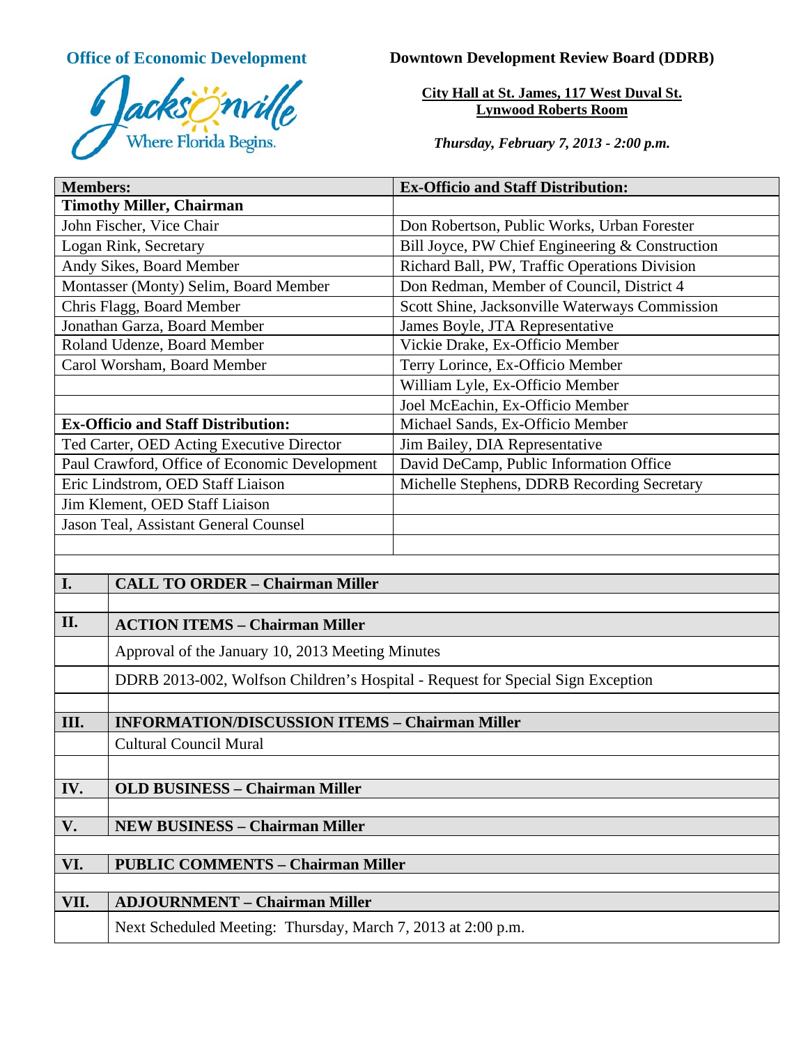**Office of Economic Development**

Jacksonville
Where Florida Begins.

**Downtown Development Review Board (DDRB)**

**City Hall at St. James, 117 West Duval St.**
**Lynwood Roberts Room**

***Thursday, February 7, 2013 - 2:00 p.m.***

| **Members:** | **Ex-Officio and Staff Distribution:** |
|---|---|
| **Timothy Miller, Chairman** | |
| John Fischer, Vice Chair | Don Robertson, Public Works, Urban Forester |
| Logan Rink, Secretary | Bill Joyce, PW Chief Engineering & Construction |
| Andy Sikes, Board Member | Richard Ball, PW, Traffic Operations Division |
| Montasser (Monty) Selim, Board Member | Don Redman, Member of Council, District 4 |
| Chris Flagg, Board Member | Scott Shine, Jacksonville Waterways Commission |
| Jonathan Garza, Board Member | James Boyle, JTA Representative |
| Roland Udenze, Board Member | Vickie Drake, Ex-Officio Member |
| Carol Worsham, Board Member | Terry Lorince, Ex-Officio Member |
| | William Lyle, Ex-Officio Member |
| | Joel McEachin, Ex-Officio Member |
| **Ex-Officio and Staff Distribution:** | Michael Sands, Ex-Officio Member |
| Ted Carter, OED Acting Executive Director | Jim Bailey, DIA Representative |
| Paul Crawford, Office of Economic Development | David DeCamp, Public Information Office |
| Eric Lindstrom, OED Staff Liaison | Michelle Stephens, DDRB Recording Secretary |
| Jim Klement, OED Staff Liaison | |
| Jason Teal, Assistant General Counsel | |

| | |
|---|---|
| **I.** | **CALL TO ORDER – Chairman Miller** |
| | |
| **II.** | **ACTION ITEMS – Chairman Miller** |
| | Approval of the January 10, 2013 Meeting Minutes |
| | DDRB 2013-002, Wolfson Children's Hospital - Request for Special Sign Exception |
| | |
| **III.** | **INFORMATION/DISCUSSION ITEMS – Chairman Miller** |
| | Cultural Council Mural |
| | |
| **IV.** | **OLD BUSINESS – Chairman Miller** |
| | |
| **V.** | **NEW BUSINESS – Chairman Miller** |
| | |
| **VI.** | **PUBLIC COMMENTS – Chairman Miller** |
| | |
| **VII.** | **ADJOURNMENT – Chairman Miller** |
| | Next Scheduled Meeting: Thursday, March 7, 2013 at 2:00 p.m. |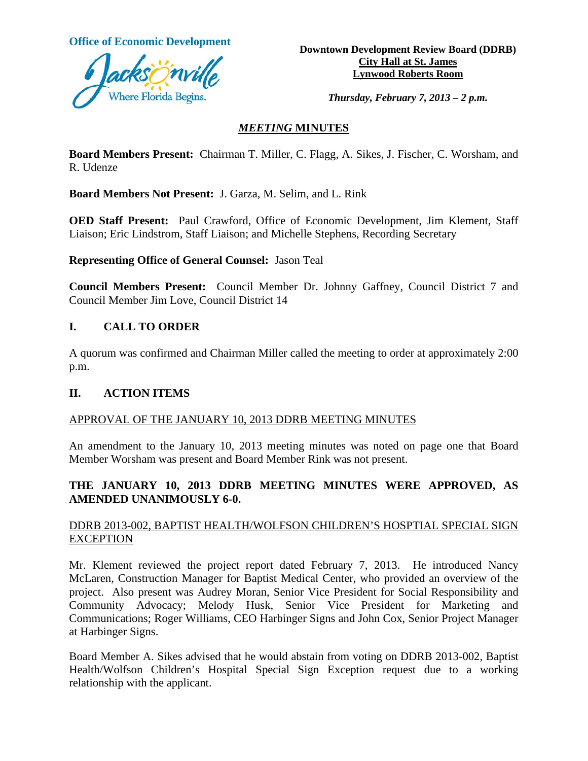**Office of Economic Development**

Jacksonville
Where Florida Begins.

**Downtown Development Review Board (DDRB)**
**City Hall at St. James**
**Lynwood Roberts Room**

***Thursday, February 7, 2013 – 2 p.m.***

## *MEETING* MINUTES

**Board Members Present:** Chairman T. Miller, C. Flagg, A. Sikes, J. Fischer, C. Worsham, and R. Udenze

**Board Members Not Present:** J. Garza, M. Selim, and L. Rink

**OED Staff Present:** Paul Crawford, Office of Economic Development, Jim Klement, Staff Liaison; Eric Lindstrom, Staff Liaison; and Michelle Stephens, Recording Secretary

**Representing Office of General Counsel:** Jason Teal

**Council Members Present:** Council Member Dr. Johnny Gaffney, Council District 7 and Council Member Jim Love, Council District 14

## I. CALL TO ORDER

A quorum was confirmed and Chairman Miller called the meeting to order at approximately 2:00 p.m.

## II. ACTION ITEMS

APPROVAL OF THE JANUARY 10, 2013 DDRB MEETING MINUTES

An amendment to the January 10, 2013 meeting minutes was noted on page one that Board Member Worsham was present and Board Member Rink was not present.

**THE JANUARY 10, 2013 DDRB MEETING MINUTES WERE APPROVED, AS AMENDED UNANIMOUSLY 6-0.**

DDRB 2013-002, BAPTIST HEALTH/WOLFSON CHILDREN'S HOSPTIAL SPECIAL SIGN EXCEPTION

Mr. Klement reviewed the project report dated February 7, 2013. He introduced Nancy McLaren, Construction Manager for Baptist Medical Center, who provided an overview of the project. Also present was Audrey Moran, Senior Vice President for Social Responsibility and Community Advocacy; Melody Husk, Senior Vice President for Marketing and Communications; Roger Williams, CEO Harbinger Signs and John Cox, Senior Project Manager at Harbinger Signs.

Board Member A. Sikes advised that he would abstain from voting on DDRB 2013-002, Baptist Health/Wolfson Children's Hospital Special Sign Exception request due to a working relationship with the applicant.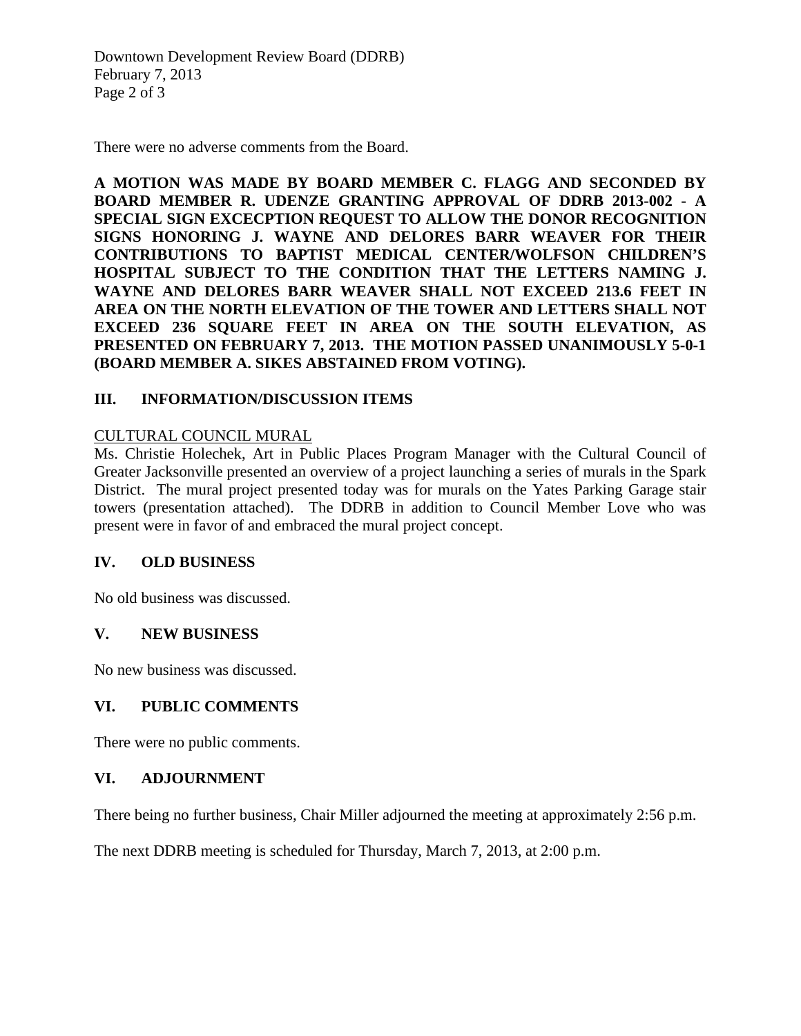There were no adverse comments from the Board.

**A MOTION WAS MADE BY BOARD MEMBER C. FLAGG AND SECONDED BY BOARD MEMBER R. UDENZE GRANTING APPROVAL OF DDRB 2013-002 - A SPECIAL SIGN EXCECPTION REQUEST TO ALLOW THE DONOR RECOGNITION SIGNS HONORING J. WAYNE AND DELORES BARR WEAVER FOR THEIR CONTRIBUTIONS TO BAPTIST MEDICAL CENTER/WOLFSON CHILDREN'S HOSPITAL SUBJECT TO THE CONDITION THAT THE LETTERS NAMING J. WAYNE AND DELORES BARR WEAVER SHALL NOT EXCEED 213.6 FEET IN AREA ON THE NORTH ELEVATION OF THE TOWER AND LETTERS SHALL NOT EXCEED 236 SQUARE FEET IN AREA ON THE SOUTH ELEVATION, AS PRESENTED ON FEBRUARY 7, 2013. THE MOTION PASSED UNANIMOUSLY 5-0-1 (BOARD MEMBER A. SIKES ABSTAINED FROM VOTING).**

## III. INFORMATION/DISCUSSION ITEMS

CULTURAL COUNCIL MURAL

Ms. Christie Holechek, Art in Public Places Program Manager with the Cultural Council of Greater Jacksonville presented an overview of a project launching a series of murals in the Spark District. The mural project presented today was for murals on the Yates Parking Garage stair towers (presentation attached). The DDRB in addition to Council Member Love who was present were in favor of and embraced the mural project concept.

## IV. OLD BUSINESS

No old business was discussed.

## V. NEW BUSINESS

No new business was discussed.

## VI. PUBLIC COMMENTS

There were no public comments.

## VI. ADJOURNMENT

There being no further business, Chair Miller adjourned the meeting at approximately 2:56 p.m.

The next DDRB meeting is scheduled for Thursday, March 7, 2013, at 2:00 p.m.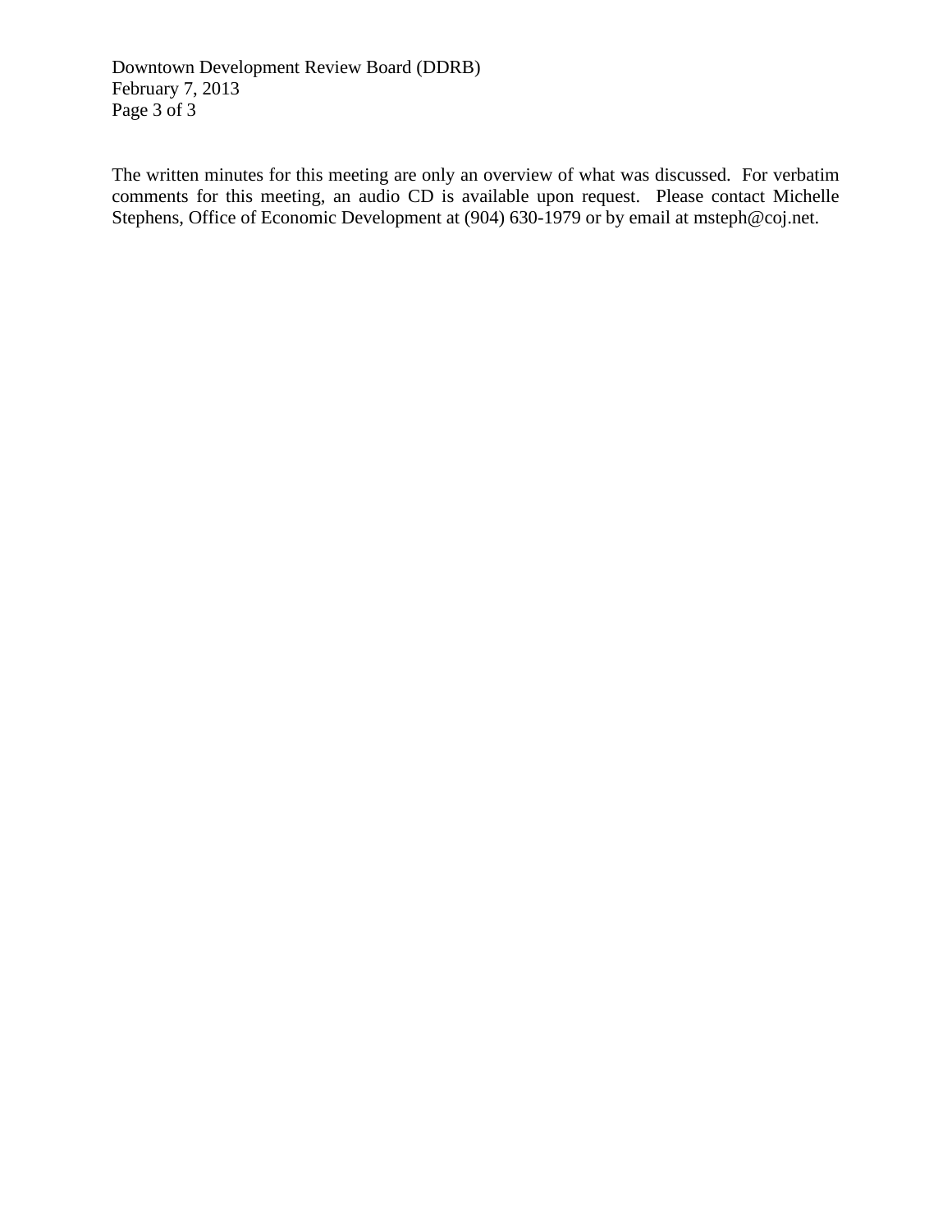The written minutes for this meeting are only an overview of what was discussed. For verbatim comments for this meeting, an audio CD is available upon request. Please contact Michelle Stephens, Office of Economic Development at (904) 630-1979 or by email at msteph@coj.net.